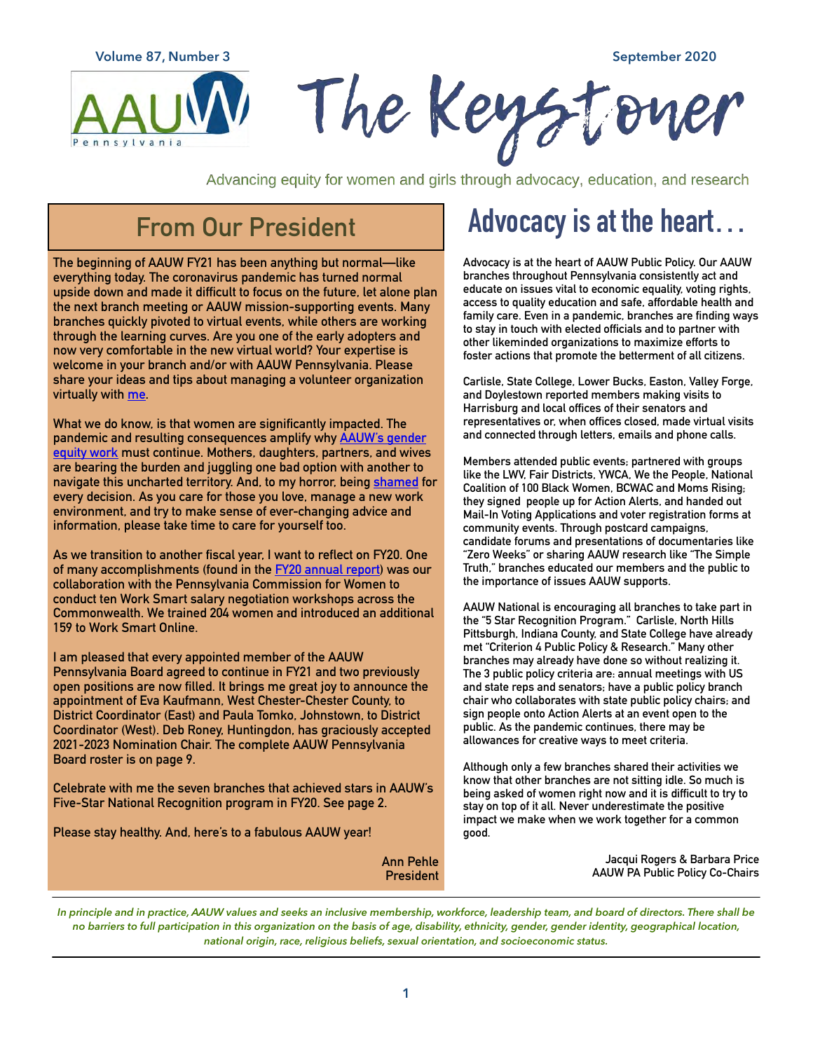# The Keystoner

Volume 87, Number 3 — September 2020

AAUW Pennsylvania

Advancing equity for women and girls through advocacy, education, and research

## From Our President

The beginning of AAUW FY21 has been anything but normal—like everything today. The coronavirus pandemic has turned normal upside down and made it difficult to focus on the future, let alone plan the next branch meeting or AAUW mission-supporting events. Many branches quickly pivoted to virtual events, while others are working through the learning curves. Are you one of the early adopters and now very comfortable in the new virtual world? Your expertise is welcome in your branch and/or with AAUW Pennsylvania. Please share your ideas and tips about managing a volunteer organization virtually with me.

What we do know, is that women are significantly impacted. The pandemic and resulting consequences amplify why AAUW's gender equity work must continue. Mothers, daughters, partners, and wives are bearing the burden and juggling one bad option with another to navigate this uncharted territory. And, to my horror, being shamed for every decision. As you care for those you love, manage a new work environment, and try to make sense of ever-changing advice and information, please take time to care for yourself too.

As we transition to another fiscal year, I want to reflect on FY20. One of many accomplishments (found in the FY20 annual report) was our collaboration with the Pennsylvania Commission for Women to conduct ten Work Smart salary negotiation workshops across the Commonwealth. We trained 204 women and introduced an additional 159 to Work Smart Online.

I am pleased that every appointed member of the AAUW Pennsylvania Board agreed to continue in FY21 and two previously open positions are now filled. It brings me great joy to announce the appointment of Eva Kaufmann, West Chester-Chester County, to District Coordinator (East) and Paula Tomko, Johnstown, to District Coordinator (West). Deb Roney, Huntingdon, has graciously accepted 2021-2023 Nomination Chair. The complete AAUW Pennsylvania Board roster is on page 9.

Celebrate with me the seven branches that achieved stars in AAUW's Five-Star National Recognition program in FY20. See page 2.

Please stay healthy. And, here's to a fabulous AAUW year!

Ann Pehle
President

## Advocacy is at the heart...

Advocacy is at the heart of AAUW Public Policy. Our AAUW branches throughout Pennsylvania consistently act and educate on issues vital to economic equality, voting rights, access to quality education and safe, affordable health and family care. Even in a pandemic, branches are finding ways to stay in touch with elected officials and to partner with other likeminded organizations to maximize efforts to foster actions that promote the betterment of all citizens.

Carlisle, State College, Lower Bucks, Easton, Valley Forge, and Doylestown reported members making visits to Harrisburg and local offices of their senators and representatives or, when offices closed, made virtual visits and connected through letters, emails and phone calls.

Members attended public events; partnered with groups like the LWV, Fair Districts, YWCA, We the People, National Coalition of 100 Black Women, BCWAC and Moms Rising; they signed people up for Action Alerts, and handed out Mail-In Voting Applications and voter registration forms at community events. Through postcard campaigns, candidate forums and presentations of documentaries like "Zero Weeks" or sharing AAUW research like "The Simple Truth," branches educated our members and the public to the importance of issues AAUW supports.

AAUW National is encouraging all branches to take part in the "5 Star Recognition Program." Carlisle, North Hills Pittsburgh, Indiana County, and State College have already met "Criterion 4 Public Policy & Research." Many other branches may already have done so without realizing it. The 3 public policy criteria are: annual meetings with US and state reps and senators; have a public policy branch chair who collaborates with state public policy chairs; and sign people onto Action Alerts at an event open to the public. As the pandemic continues, there may be allowances for creative ways to meet criteria.

Although only a few branches shared their activities we know that other branches are not sitting idle. So much is being asked of women right now and it is difficult to try to stay on top of it all. Never underestimate the positive impact we make when we work together for a common good.

Jacqui Rogers & Barbara Price
AAUW PA Public Policy Co-Chairs

---

*In principle and in practice, AAUW values and seeks an inclusive membership, workforce, leadership team, and board of directors. There shall be no barriers to full participation in this organization on the basis of age, disability, ethnicity, gender, gender identity, geographical location, national origin, race, religious beliefs, sexual orientation, and socioeconomic status.*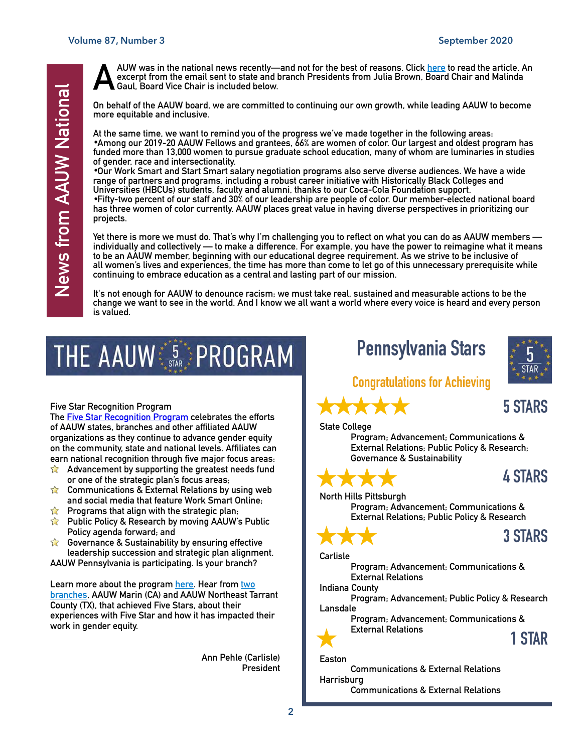## News from AAUW National

AAUW was in the national news recently—and not for the best of reasons. Click here to read the article. An excerpt from the email sent to state and branch Presidents from Julia Brown, Board Chair and Malinda Gaul, Board Vice Chair is included below.

On behalf of the AAUW board, we are committed to continuing our own growth, while leading AAUW to become more equitable and inclusive.

At the same time, we want to remind you of the progress we've made together in the following areas:

- Among our 2019-20 AAUW Fellows and grantees, 66% are women of color. Our largest and oldest program has funded more than 13,000 women to pursue graduate school education, many of whom are luminaries in studies of gender, race and intersectionality.
- Our Work Smart and Start Smart salary negotiation programs also serve diverse audiences. We have a wide range of partners and programs, including a robust career initiative with Historically Black Colleges and Universities (HBCUs) students, faculty and alumni, thanks to our Coca-Cola Foundation support.
- Fifty-two percent of our staff and 30% of our leadership are people of color. Our member-elected national board has three women of color currently. AAUW places great value in having diverse perspectives in prioritizing our projects.

Yet there is more we must do. That's why I'm challenging you to reflect on what you can do as AAUW members — individually and collectively — to make a difference. For example, you have the power to reimagine what it means to be an AAUW member, beginning with our educational degree requirement. As we strive to be inclusive of all women's lives and experiences, the time has more than come to let go of this unnecessary prerequisite while continuing to embrace education as a central and lasting part of our mission.

It's not enough for AAUW to denounce racism; we must take real, sustained and measurable actions to be the change we want to see in the world. And I know we all want a world where every voice is heard and every person is valued.

## THE AAUW 5 STAR PROGRAM

Five Star Recognition Program

The Five Star Recognition Program celebrates the efforts of AAUW states, branches and other affiliated AAUW organizations as they continue to advance gender equity on the community, state and national levels. Affiliates can earn national recognition through five major focus areas:

- Advancement by supporting the greatest needs fund or one of the strategic plan's focus areas;
- Communications & External Relations by using web and social media that feature Work Smart Online;
- Programs that align with the strategic plan;
- Public Policy & Research by moving AAUW's Public Policy agenda forward; and
- Governance & Sustainability by ensuring effective leadership succession and strategic plan alignment.

AAUW Pennsylvania is participating. Is your branch?

Learn more about the program here. Hear from two branches, AAUW Marin (CA) and AAUW Northeast Tarrant County (TX), that achieved Five Stars, about their experiences with Five Star and how it has impacted their work in gender equity.

Ann Pehle (Carlisle)
President

## Pennsylvania Stars

### Congratulations for Achieving

### 5 STARS

State College
Program; Advancement; Communications & External Relations; Public Policy & Research; Governance & Sustainability

### 4 STARS

North Hills Pittsburgh
Program; Advancement; Communications & External Relations; Public Policy & Research

### 3 STARS

Carlisle
Program; Advancement; Communications & External Relations

Indiana County
Program; Advancement; Public Policy & Research

Lansdale
Program; Advancement; Communications & External Relations

### 1 STAR

Easton
Communications & External Relations

Harrisburg
Communications & External Relations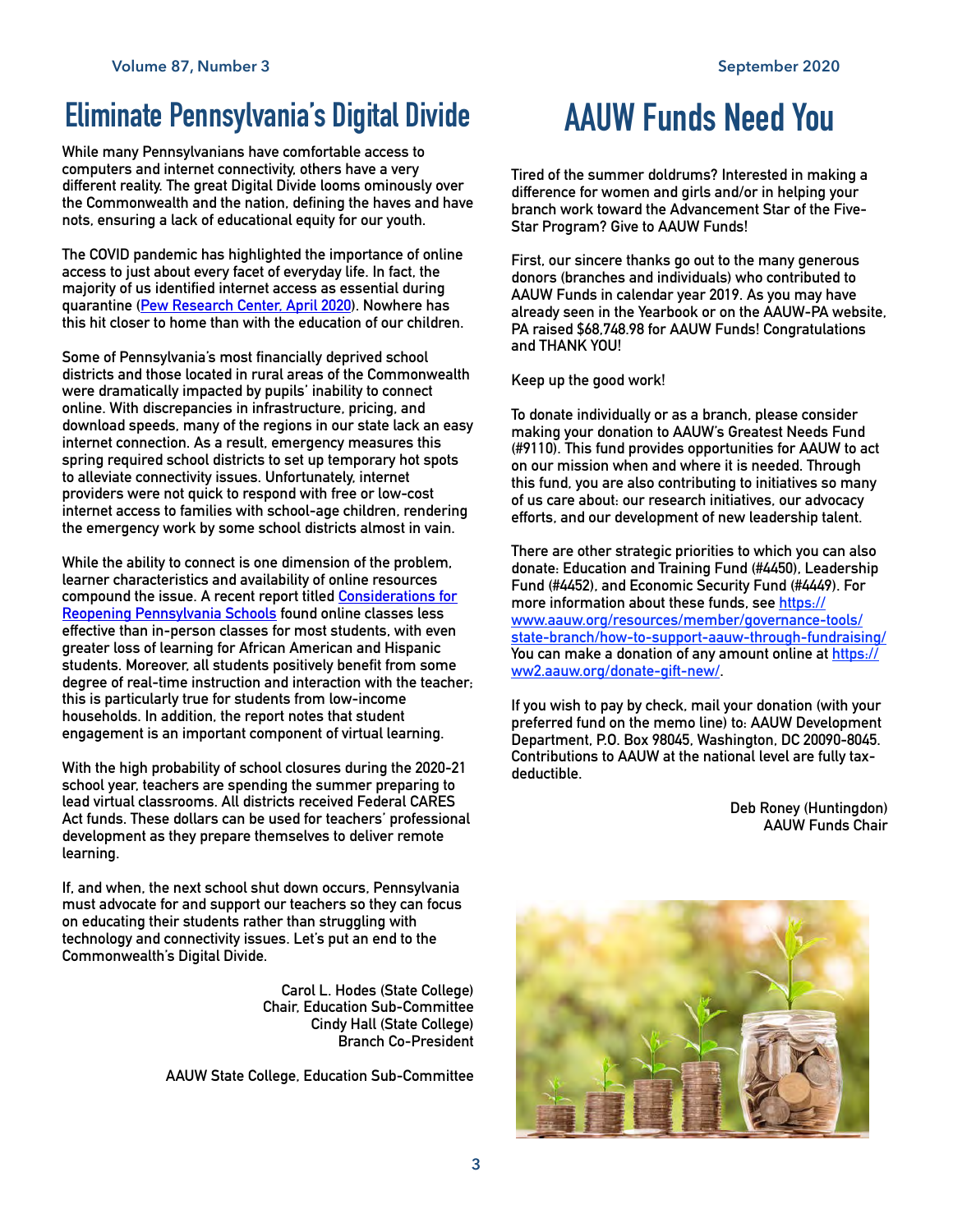# Eliminate Pennsylvania's Digital Divide

While many Pennsylvanians have comfortable access to computers and internet connectivity, others have a very different reality. The great Digital Divide looms ominously over the Commonwealth and the nation, defining the haves and have nots, ensuring a lack of educational equity for our youth.

The COVID pandemic has highlighted the importance of online access to just about every facet of everyday life. In fact, the majority of us identified internet access as essential during quarantine ([Pew Research Center, April 2020](#)). Nowhere has this hit closer to home than with the education of our children.

Some of Pennsylvania's most financially deprived school districts and those located in rural areas of the Commonwealth were dramatically impacted by pupils' inability to connect online. With discrepancies in infrastructure, pricing, and download speeds, many of the regions in our state lack an easy internet connection. As a result, emergency measures this spring required school districts to set up temporary hot spots to alleviate connectivity issues. Unfortunately, internet providers were not quick to respond with free or low-cost internet access to families with school-age children, rendering the emergency work by some school districts almost in vain.

While the ability to connect is one dimension of the problem, learner characteristics and availability of online resources compound the issue. A recent report titled [Considerations for Reopening Pennsylvania Schools](#) found online classes less effective than in-person classes for most students, with even greater loss of learning for African American and Hispanic students. Moreover, all students positively benefit from some degree of real-time instruction and interaction with the teacher; this is particularly true for students from low-income households. In addition, the report notes that student engagement is an important component of virtual learning.

With the high probability of school closures during the 2020-21 school year, teachers are spending the summer preparing to lead virtual classrooms. All districts received Federal CARES Act funds. These dollars can be used for teachers' professional development as they prepare themselves to deliver remote learning.

If, and when, the next school shut down occurs, Pennsylvania must advocate for and support our teachers so they can focus on educating their students rather than struggling with technology and connectivity issues. Let's put an end to the Commonwealth's Digital Divide.

Carol L. Hodes (State College)
Chair, Education Sub-Committee
Cindy Hall (State College)
Branch Co-President

AAUW State College, Education Sub-Committee

# AAUW Funds Need You

Tired of the summer doldrums? Interested in making a difference for women and girls and/or in helping your branch work toward the Advancement Star of the Five-Star Program? Give to AAUW Funds!

First, our sincere thanks go out to the many generous donors (branches and individuals) who contributed to AAUW Funds in calendar year 2019. As you may have already seen in the Yearbook or on the AAUW-PA website, PA raised $68,748.98 for AAUW Funds! Congratulations and THANK YOU!

Keep up the good work!

To donate individually or as a branch, please consider making your donation to AAUW's Greatest Needs Fund (#9110). This fund provides opportunities for AAUW to act on our mission when and where it is needed. Through this fund, you are also contributing to initiatives so many of us care about: our research initiatives, our advocacy efforts, and our development of new leadership talent.

There are other strategic priorities to which you can also donate: Education and Training Fund (#4450), Leadership Fund (#4452), and Economic Security Fund (#4449). For more information about these funds, see https://www.aauw.org/resources/member/governance-tools/state-branch/how-to-support-aauw-through-fundraising/ You can make a donation of any amount online at https://ww2.aauw.org/donate-gift-new/.

If you wish to pay by check, mail your donation (with your preferred fund on the memo line) to: AAUW Development Department, P.O. Box 98045, Washington, DC 20090-8045. Contributions to AAUW at the national level are fully tax-deductible.

Deb Roney (Huntingdon)
AAUW Funds Chair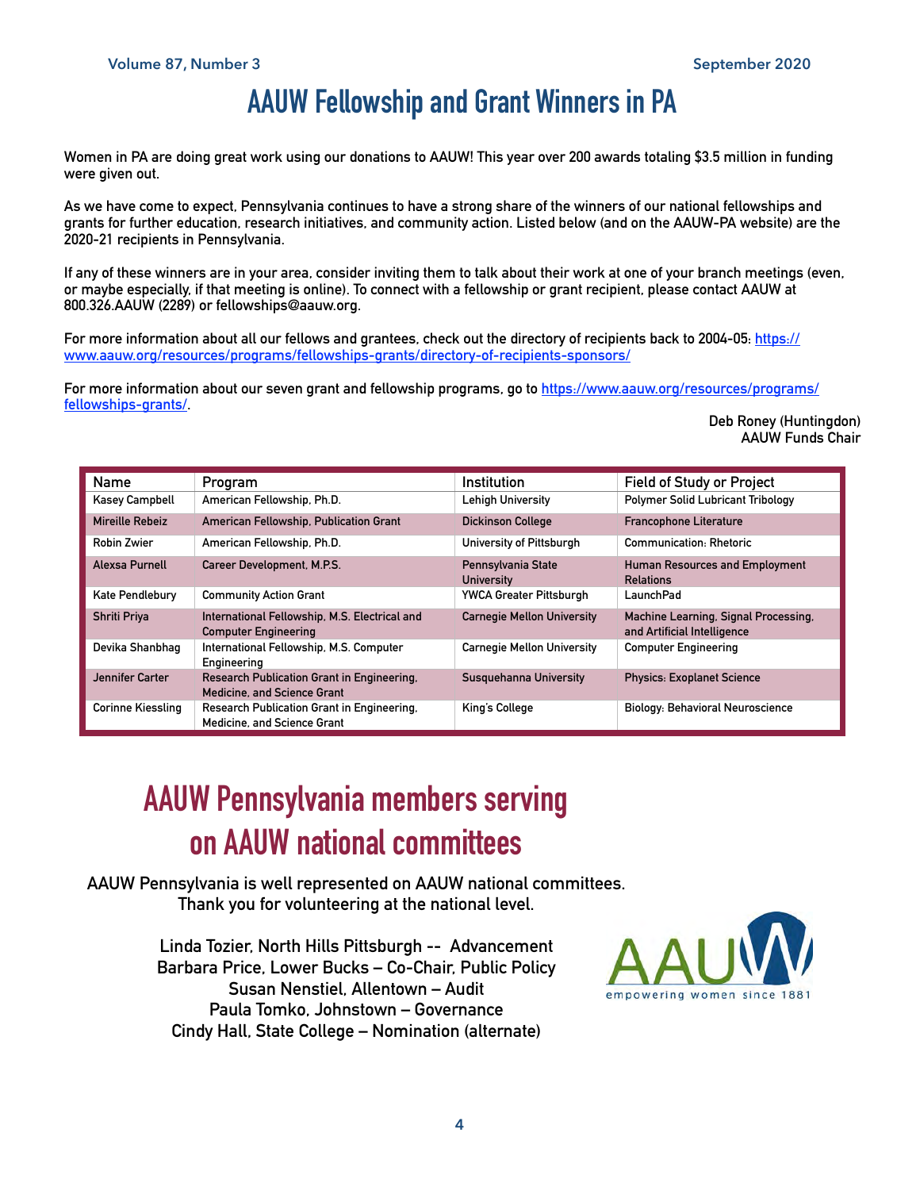# AAUW Fellowship and Grant Winners in PA

Women in PA are doing great work using our donations to AAUW! This year over 200 awards totaling $3.5 million in funding were given out.

As we have come to expect, Pennsylvania continues to have a strong share of the winners of our national fellowships and grants for further education, research initiatives, and community action. Listed below (and on the AAUW-PA website) are the 2020-21 recipients in Pennsylvania.

If any of these winners are in your area, consider inviting them to talk about their work at one of your branch meetings (even, or maybe especially, if that meeting is online). To connect with a fellowship or grant recipient, please contact AAUW at 800.326.AAUW (2289) or fellowships@aauw.org.

For more information about all our fellows and grantees, check out the directory of recipients back to 2004-05: https://www.aauw.org/resources/programs/fellowships-grants/directory-of-recipients-sponsors/

For more information about our seven grant and fellowship programs, go to https://www.aauw.org/resources/programs/fellowships-grants/.

Deb Roney (Huntingdon)
AAUW Funds Chair

| Name | Program | Institution | Field of Study or Project |
|---|---|---|---|
| Kasey Campbell | American Fellowship, Ph.D. | Lehigh University | Polymer Solid Lubricant Tribology |
| Mireille Rebeiz | American Fellowship, Publication Grant | Dickinson College | Francophone Literature |
| Robin Zwier | American Fellowship, Ph.D. | University of Pittsburgh | Communication: Rhetoric |
| Alexsa Purnell | Career Development, M.P.S. | Pennsylvania State University | Human Resources and Employment Relations |
| Kate Pendlebury | Community Action Grant | YWCA Greater Pittsburgh | LaunchPad |
| Shriti Priya | International Fellowship, M.S. Electrical and Computer Engineering | Carnegie Mellon University | Machine Learning, Signal Processing, and Artificial Intelligence |
| Devika Shanbhag | International Fellowship, M.S. Computer Engineering | Carnegie Mellon University | Computer Engineering |
| Jennifer Carter | Research Publication Grant in Engineering, Medicine, and Science Grant | Susquehanna University | Physics: Exoplanet Science |
| Corinne Kiessling | Research Publication Grant in Engineering, Medicine, and Science Grant | King's College | Biology: Behavioral Neuroscience |

# AAUW Pennsylvania members serving on AAUW national committees

AAUW Pennsylvania is well represented on AAUW national committees.
Thank you for volunteering at the national level.

Linda Tozier, North Hills Pittsburgh -- Advancement
Barbara Price, Lower Bucks – Co-Chair, Public Policy
Susan Nenstiel, Allentown – Audit
Paula Tomko, Johnstown – Governance
Cindy Hall, State College – Nomination (alternate)

AAUW empowering women since 1881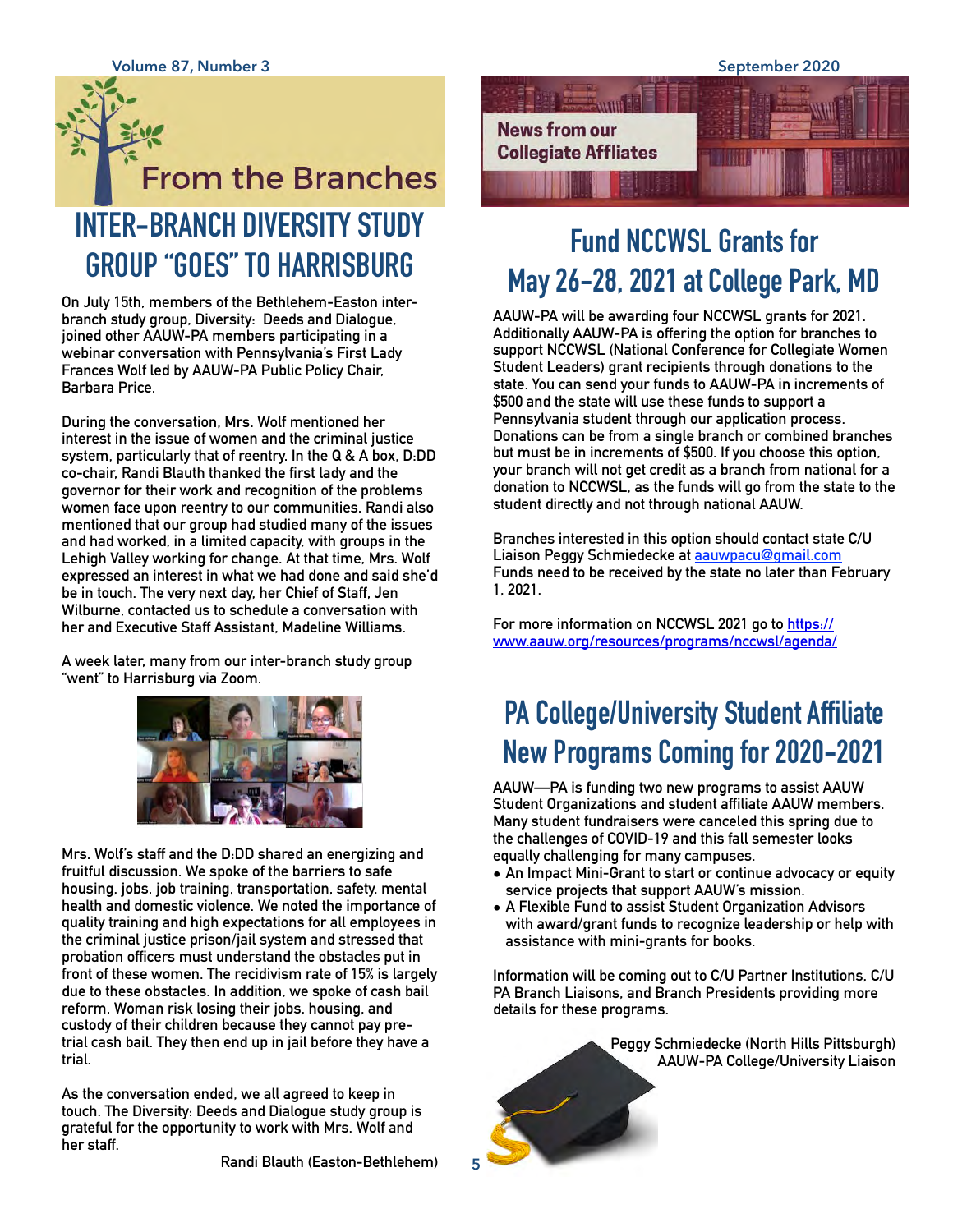# From the Branches

## INTER-BRANCH DIVERSITY STUDY GROUP "GOES" TO HARRISBURG

On July 15th, members of the Bethlehem-Easton inter-branch study group, Diversity: Deeds and Dialogue, joined other AAUW-PA members participating in a webinar conversation with Pennsylvania's First Lady Frances Wolf led by AAUW-PA Public Policy Chair, Barbara Price.

During the conversation, Mrs. Wolf mentioned her interest in the issue of women and the criminal justice system, particularly that of reentry. In the Q & A box, D:DD co-chair, Randi Blauth thanked the first lady and the governor for their work and recognition of the problems women face upon reentry to our communities. Randi also mentioned that our group had studied many of the issues and had worked, in a limited capacity, with groups in the Lehigh Valley working for change. At that time, Mrs. Wolf expressed an interest in what we had done and said she'd be in touch. The very next day, her Chief of Staff, Jen Wilburne, contacted us to schedule a conversation with her and Executive Staff Assistant, Madeline Williams.

A week later, many from our inter-branch study group "went" to Harrisburg via Zoom.

Mrs. Wolf's staff and the D:DD shared an energizing and fruitful discussion. We spoke of the barriers to safe housing, jobs, job training, transportation, safety, mental health and domestic violence. We noted the importance of quality training and high expectations for all employees in the criminal justice prison/jail system and stressed that probation officers must understand the obstacles put in front of these women. The recidivism rate of 15% is largely due to these obstacles. In addition, we spoke of cash bail reform. Woman risk losing their jobs, housing, and custody of their children because they cannot pay pre-trial cash bail. They then end up in jail before they have a trial.

As the conversation ended, we all agreed to keep in touch. The Diversity: Deeds and Dialogue study group is grateful for the opportunity to work with Mrs. Wolf and her staff.

Randi Blauth (Easton-Bethlehem)

# News from our Collegiate Affliates

## Fund NCCWSL Grants for May 26-28, 2021 at College Park, MD

AAUW-PA will be awarding four NCCWSL grants for 2021. Additionally AAUW-PA is offering the option for branches to support NCCWSL (National Conference for Collegiate Women Student Leaders) grant recipients through donations to the state. You can send your funds to AAUW-PA in increments of $500 and the state will use these funds to support a Pennsylvania student through our application process. Donations can be from a single branch or combined branches but must be in increments of $500. If you choose this option, your branch will not get credit as a branch from national for a donation to NCCWSL, as the funds will go from the state to the student directly and not through national AAUW.

Branches interested in this option should contact state C/U Liaison Peggy Schmiedecke at aauwpacu@gmail.com Funds need to be received by the state no later than February 1, 2021.

For more information on NCCWSL 2021 go to https://www.aauw.org/resources/programs/nccwsl/agenda/

## PA College/University Student Affiliate New Programs Coming for 2020-2021

AAUW—PA is funding two new programs to assist AAUW Student Organizations and student affiliate AAUW members. Many student fundraisers were canceled this spring due to the challenges of COVID-19 and this fall semester looks equally challenging for many campuses.

- An Impact Mini-Grant to start or continue advocacy or equity service projects that support AAUW's mission.
- A Flexible Fund to assist Student Organization Advisors with award/grant funds to recognize leadership or help with assistance with mini-grants for books.

Information will be coming out to C/U Partner Institutions, C/U PA Branch Liaisons, and Branch Presidents providing more details for these programs.

Peggy Schmiedecke (North Hills Pittsburgh)
AAUW-PA College/University Liaison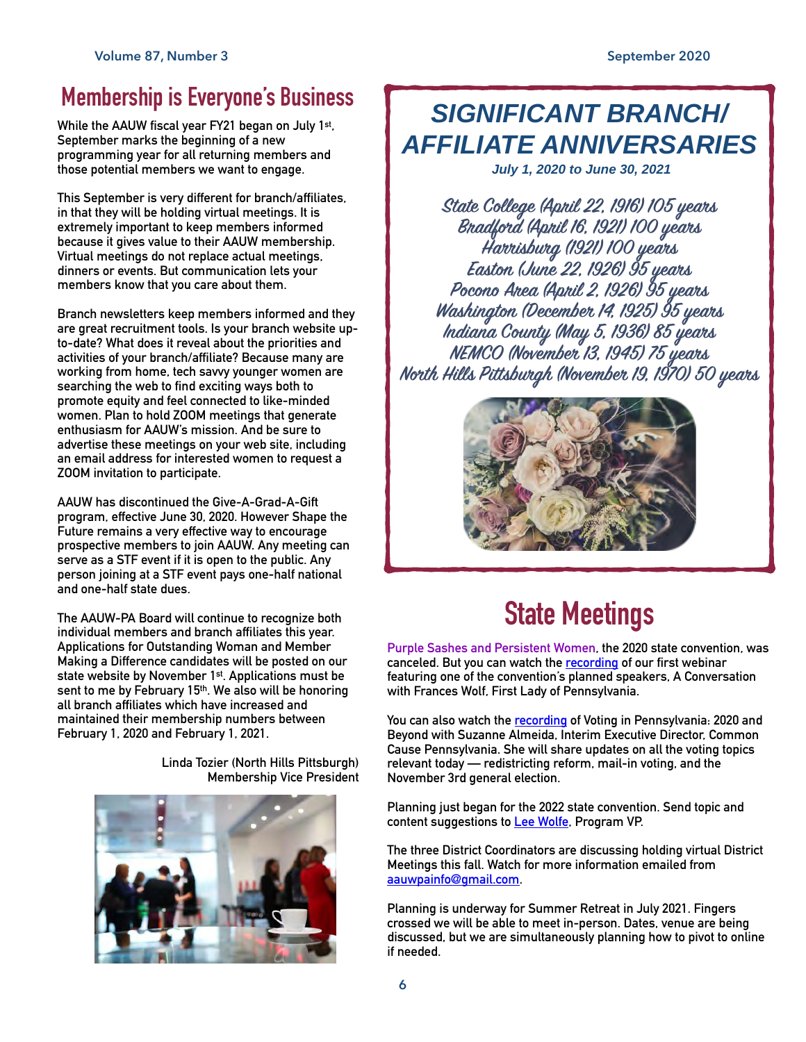## Membership is Everyone's Business

While the AAUW fiscal year FY21 began on July 1st, September marks the beginning of a new programming year for all returning members and those potential members we want to engage.

This September is very different for branch/affiliates, in that they will be holding virtual meetings. It is extremely important to keep members informed because it gives value to their AAUW membership. Virtual meetings do not replace actual meetings, dinners or events. But communication lets your members know that you care about them.

Branch newsletters keep members informed and they are great recruitment tools. Is your branch website up-to-date? What does it reveal about the priorities and activities of your branch/affiliate? Because many are working from home, tech savvy younger women are searching the web to find exciting ways both to promote equity and feel connected to like-minded women. Plan to hold ZOOM meetings that generate enthusiasm for AAUW's mission. And be sure to advertise these meetings on your web site, including an email address for interested women to request a ZOOM invitation to participate.

AAUW has discontinued the Give-A-Grad-A-Gift program, effective June 30, 2020. However Shape the Future remains a very effective way to encourage prospective members to join AAUW. Any meeting can serve as a STF event if it is open to the public. Any person joining at a STF event pays one-half national and one-half state dues.

The AAUW-PA Board will continue to recognize both individual members and branch affiliates this year. Applications for Outstanding Woman and Member Making a Difference candidates will be posted on our state website by November 1st. Applications must be sent to me by February 15th. We also will be honoring all branch affiliates which have increased and maintained their membership numbers between February 1, 2020 and February 1, 2021.

Linda Tozier (North Hills Pittsburgh)
Membership Vice President

## *SIGNIFICANT BRANCH/ AFFILIATE ANNIVERSARIES*

***July 1, 2020 to June 30, 2021***

*State College (April 22, 1916) 105 years*
*Bradford (April 16, 1921) 100 years*
*Harrisburg (1921) 100 years*
*Easton (June 22, 1926) 95 years*
*Pocono Area (April 2, 1926) 95 years*
*Washington (December 14, 1925) 95 years*
*Indiana County (May 5, 1936) 85 years*
*NEMCO (November 13, 1945) 75 years*
*North Hills Pittsburgh (November 19, 1970) 50 years*

## State Meetings

Purple Sashes and Persistent Women, the 2020 state convention, was canceled. But you can watch the recording of our first webinar featuring one of the convention's planned speakers, A Conversation with Frances Wolf, First Lady of Pennsylvania.

You can also watch the recording of Voting in Pennsylvania: 2020 and Beyond with Suzanne Almeida, Interim Executive Director, Common Cause Pennsylvania. She will share updates on all the voting topics relevant today — redistricting reform, mail-in voting, and the November 3rd general election.

Planning just began for the 2022 state convention. Send topic and content suggestions to Lee Wolfe, Program VP.

The three District Coordinators are discussing holding virtual District Meetings this fall. Watch for more information emailed from aauwpainfo@gmail.com.

Planning is underway for Summer Retreat in July 2021. Fingers crossed we will be able to meet in-person. Dates, venue are being discussed, but we are simultaneously planning how to pivot to online if needed.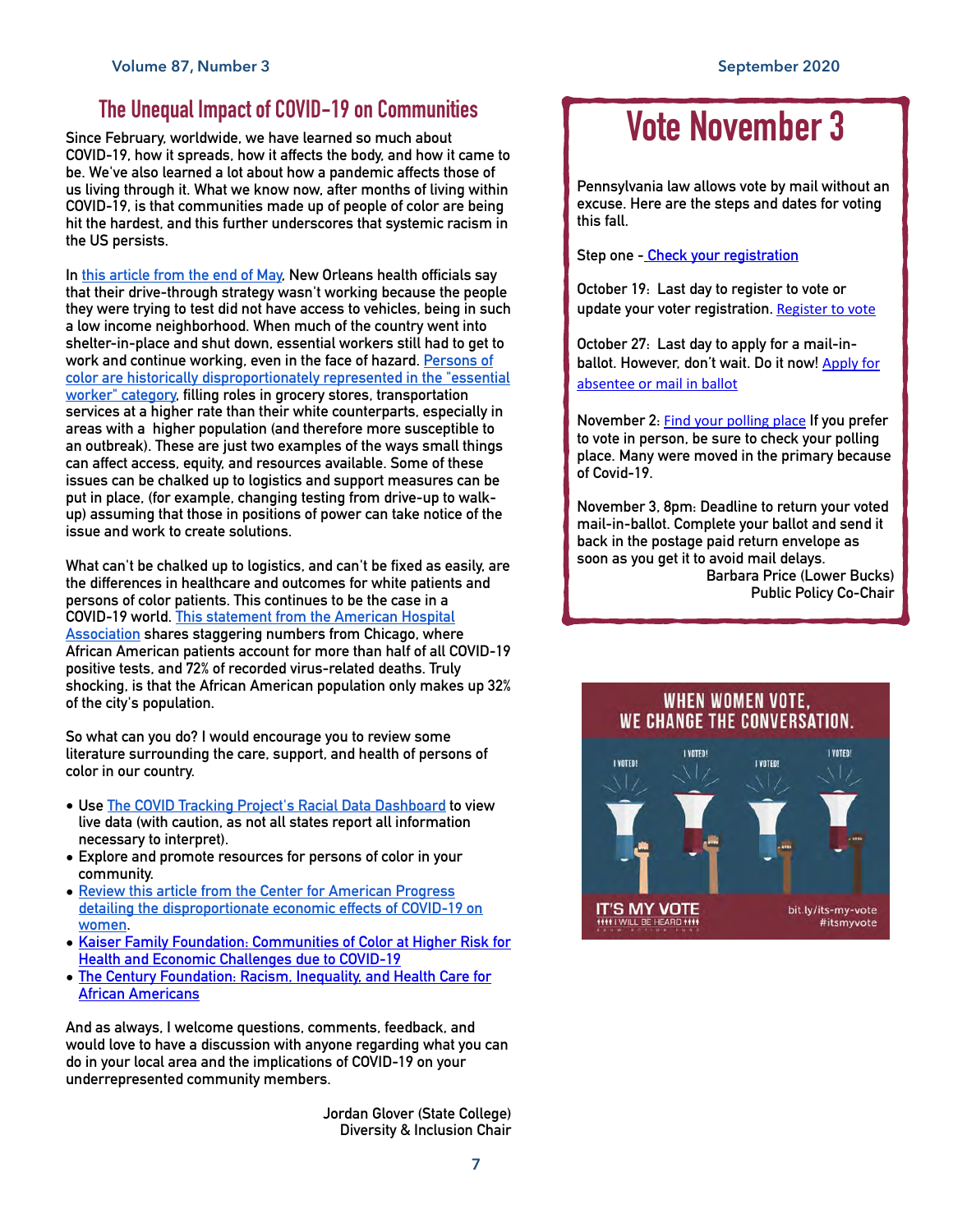## The Unequal Impact of COVID-19 on Communities

Since February, worldwide, we have learned so much about COVID-19, how it spreads, how it affects the body, and how it came to be. We've also learned a lot about how a pandemic affects those of us living through it. What we know now, after months of living within COVID-19, is that communities made up of people of color are being hit the hardest, and this further underscores that systemic racism in the US persists.

In this article from the end of May, New Orleans health officials say that their drive-through strategy wasn't working because the people they were trying to test did not have access to vehicles, being in such a low income neighborhood. When much of the country went into shelter-in-place and shut down, essential workers still had to get to work and continue working, even in the face of hazard. Persons of color are historically disproportionately represented in the "essential worker" category, filling roles in grocery stores, transportation services at a higher rate than their white counterparts, especially in areas with a higher population (and therefore more susceptible to an outbreak). These are just two examples of the ways small things can affect access, equity, and resources available. Some of these issues can be chalked up to logistics and support measures can be put in place, (for example, changing testing from drive-up to walk-up) assuming that those in positions of power can take notice of the issue and work to create solutions.

What can't be chalked up to logistics, and can't be fixed as easily, are the differences in healthcare and outcomes for white patients and persons of color patients. This continues to be the case in a COVID-19 world. This statement from the American Hospital Association shares staggering numbers from Chicago, where African American patients account for more than half of all COVID-19 positive tests, and 72% of recorded virus-related deaths. Truly shocking, is that the African American population only makes up 32% of the city's population.

So what can you do? I would encourage you to review some literature surrounding the care, support, and health of persons of color in our country.

- Use The COVID Tracking Project's Racial Data Dashboard to view live data (with caution, as not all states report all information necessary to interpret).
- Explore and promote resources for persons of color in your community.
- Review this article from the Center for American Progress detailing the disproportionate economic effects of COVID-19 on women.
- Kaiser Family Foundation: Communities of Color at Higher Risk for Health and Economic Challenges due to COVID-19
- The Century Foundation: Racism, Inequality, and Health Care for African Americans

And as always, I welcome questions, comments, feedback, and would love to have a discussion with anyone regarding what you can do in your local area and the implications of COVID-19 on your underrepresented community members.

Jordan Glover (State College)
Diversity & Inclusion Chair

## Vote November 3

Pennsylvania law allows vote by mail without an excuse. Here are the steps and dates for voting this fall.

Step one - Check your registration

October 19: Last day to register to vote or update your voter registration. Register to vote

October 27: Last day to apply for a mail-in-ballot. However, don't wait. Do it now! Apply for absentee or mail in ballot

November 2: Find your polling place If you prefer to vote in person, be sure to check your polling place. Many were moved in the primary because of Covid-19.

November 3, 8pm: Deadline to return your voted mail-in-ballot. Complete your ballot and send it back in the postage paid return envelope as soon as you get it to avoid mail delays.

Barbara Price (Lower Bucks)
Public Policy Co-Chair

WHEN WOMEN VOTE, WE CHANGE THE CONVERSATION.

I VOTED! I VOTED! I VOTED! I VOTED!

IT'S MY VOTE
I WILL BE HEARD

bit.ly/its-my-vote
#itsmyvote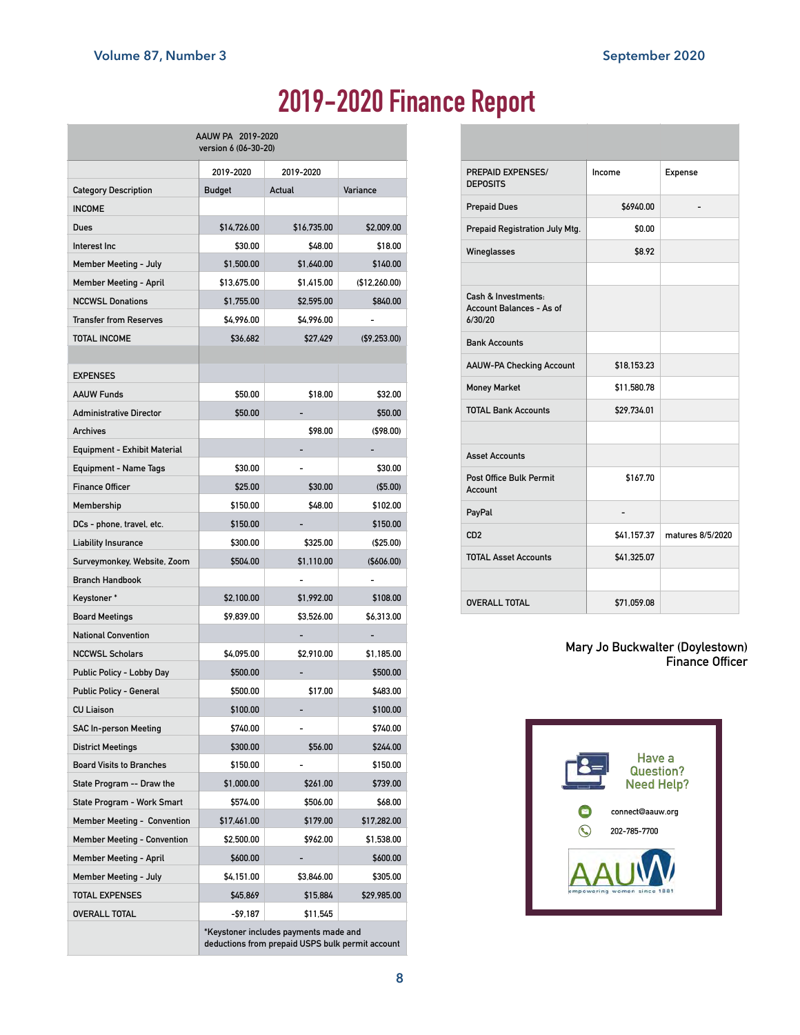# 2019-2020 Finance Report

| AAUW PA 2019-2020 version 6 (06-30-20) | | | |
|---|---|---|---|
| | 2019-2020 | 2019-2020 | |
| Category Description | Budget | Actual | Variance |
| INCOME | | | |
| Dues | $14,726.00 | $16,735.00 | $2,009.00 |
| Interest Inc | $30.00 | $48.00 | $18.00 |
| Member Meeting - July | $1,500.00 | $1,640.00 | $140.00 |
| Member Meeting - April | $13,675.00 | $1,415.00 | ($12,260.00) |
| NCCWSL Donations | $1,755.00 | $2,595.00 | $840.00 |
| Transfer from Reserves | $4,996.00 | $4,996.00 | - |
| TOTAL INCOME | $36,682 | $27,429 | ($9,253.00) |
| | | | |
| EXPENSES | | | |
| AAUW Funds | $50.00 | $18.00 | $32.00 |
| Administrative Director | $50.00 | - | $50.00 |
| Archives | | $98.00 | ($98.00) |
| Equipment - Exhibit Material | | - | - |
| Equipment - Name Tags | $30.00 | - | $30.00 |
| Finance Officer | $25.00 | $30.00 | ($5.00) |
| Membership | $150.00 | $48.00 | $102.00 |
| DCs - phone, travel, etc. | $150.00 | - | $150.00 |
| Liability Insurance | $300.00 | $325.00 | ($25.00) |
| Surveymonkey, Website, Zoom | $504.00 | $1,110.00 | ($606.00) |
| Branch Handbook | | - | - |
| Keystoner * | $2,100.00 | $1,992.00 | $108.00 |
| Board Meetings | $9,839.00 | $3,526.00 | $6,313.00 |
| National Convention | | - | - |
| NCCWSL Scholars | $4,095.00 | $2,910.00 | $1,185.00 |
| Public Policy - Lobby Day | $500.00 | - | $500.00 |
| Public Policy - General | $500.00 | $17.00 | $483.00 |
| CU Liaison | $100.00 | - | $100.00 |
| SAC In-person Meeting | $740.00 | - | $740.00 |
| District Meetings | $300.00 | $56.00 | $244.00 |
| Board Visits to Branches | $150.00 | - | $150.00 |
| State Program -- Draw the | $1,000.00 | $261.00 | $739.00 |
| State Program - Work Smart | $574.00 | $506.00 | $68.00 |
| Member Meeting - Convention | $17,461.00 | $179.00 | $17,282.00 |
| Member Meeting - Convention | $2,500.00 | $962.00 | $1,538.00 |
| Member Meeting - April | $600.00 | - | $600.00 |
| Member Meeting - July | $4,151.00 | $3,846.00 | $305.00 |
| TOTAL EXPENSES | $45,869 | $15,884 | $29,985.00 |
| OVERALL TOTAL | -$9,187 | $11,545 | |
| | *Keystoner includes payments made and deductions from prepaid USPS bulk permit account | | |

| PREPAID EXPENSES/ DEPOSITS | Income | Expense |
|---|---|---|
| Prepaid Dues | $6940.00 | - |
| Prepaid Registration July Mtg. | $0.00 | |
| Wineglasses | $8.92 | |
| | | |
| Cash & Investments: Account Balances - As of 6/30/20 | | |
| Bank Accounts | | |
| AAUW-PA Checking Account | $18,153.23 | |
| Money Market | $11,580.78 | |
| TOTAL Bank Accounts | $29,734.01 | |
| | | |
| Asset Accounts | | |
| Post Office Bulk Permit Account | $167.70 | |
| PayPal | - | |
| CD2 | $41,157.37 | matures 8/5/2020 |
| TOTAL Asset Accounts | $41,325.07 | |
| | | |
| OVERALL TOTAL | $71,059.08 | |

Mary Jo Buckwalter (Doylestown)
Finance Officer

Have a Question? Need Help?

connect@aauw.org

202-785-7700

AAUW empowering women since 1881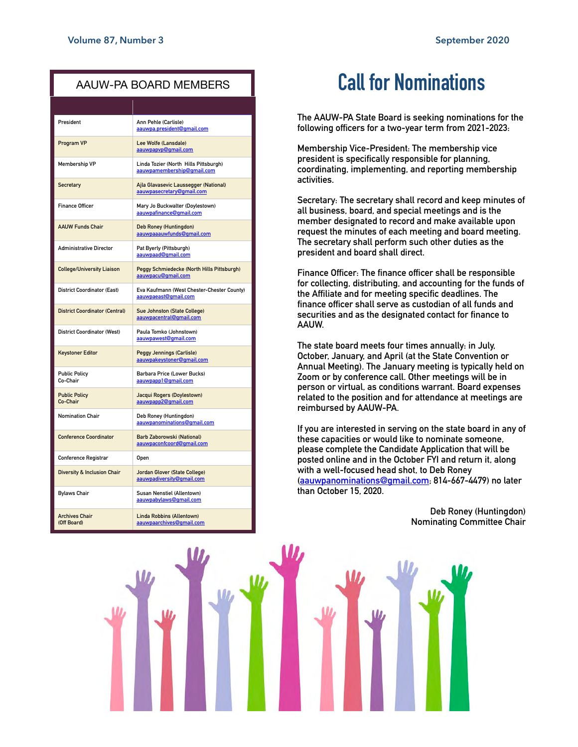## AAUW-PA BOARD MEMBERS

| | |
|---|---|
| President | Ann Pehle (Carlisle) aauwpa.president@gmail.com |
| Program VP | Lee Wolfe (Lansdale) aauwpapvp@gmail.com |
| Membership VP | Linda Tozier (North Hills Pittsburgh) aauwpamembership@gmail.com |
| Secretary | Ajla Glavasevic Laussegger (National) aauwpasecretary@gmail.com |
| Finance Officer | Mary Jo Buckwalter (Doylestown) aauwpafinance@gmail.com |
| AAUW Funds Chair | Deb Roney (Huntingdon) aauwpaaauwfunds@gmail.com |
| Administrative Director | Pat Byerly (Pittsburgh) aauwpaad@gmail.com |
| College/University Liaison | Peggy Schmiedecke (North Hills Pittsburgh) aauwpacu@gmail.com |
| District Coordinator (East) | Eva Kaufmann (West Chester-Chester County) aauwpaeast@gmail.com |
| District Coordinator (Central) | Sue Johnston (State College) aauwpacentral@gmail.com |
| District Coordinator (West) | Paula Tomko (Johnstown) aauwpawest@gmail.com |
| Keystoner Editor | Peggy Jennings (Carlisle) aauwpakeystoner@gmail.com |
| Public Policy Co-Chair | Barbara Price (Lower Bucks) aauwpapp1@gmail.com |
| Public Policy Co-Chair | Jacqui Rogers (Doylestown) aauwpapp2@gmail.com |
| Nomination Chair | Deb Roney (Huntingdon) aauwpanominations@gmail.com |
| Conference Coordinator | Barb Zaborowski (National) aauwpaconfcoord@gmail.com |
| Conference Registrar | Open |
| Diversity & Inclusion Chair | Jordan Glover (State College) aauwpadiversity@gmail.com |
| Bylaws Chair | Susan Nenstiel (Allentown) aauwpabylaws@gmail.com |
| Archives Chair (Off Board) | Linda Robbins (Allentown) aauwpaarchives@gmail.com |

# Call for Nominations

The AAUW-PA State Board is seeking nominations for the following officers for a two-year term from 2021-2023:

Membership Vice-President: The membership vice president is specifically responsible for planning, coordinating, implementing, and reporting membership activities.

Secretary: The secretary shall record and keep minutes of all business, board, and special meetings and is the member designated to record and make available upon request the minutes of each meeting and board meeting. The secretary shall perform such other duties as the president and board shall direct.

Finance Officer: The finance officer shall be responsible for collecting, distributing, and accounting for the funds of the Affiliate and for meeting specific deadlines. The finance officer shall serve as custodian of all funds and securities and as the designated contact for finance to AAUW.

The state board meets four times annually: in July, October, January, and April (at the State Convention or Annual Meeting). The January meeting is typically held on Zoom or by conference call. Other meetings will be in person or virtual, as conditions warrant. Board expenses related to the position and for attendance at meetings are reimbursed by AAUW-PA.

If you are interested in serving on the state board in any of these capacities or would like to nominate someone, please complete the Candidate Application that will be posted online and in the October FYI and return it, along with a well-focused head shot, to Deb Roney (aauwpanominations@gmail.com; 814-667-4479) no later than October 15, 2020.

Deb Roney (Huntingdon)
Nominating Committee Chair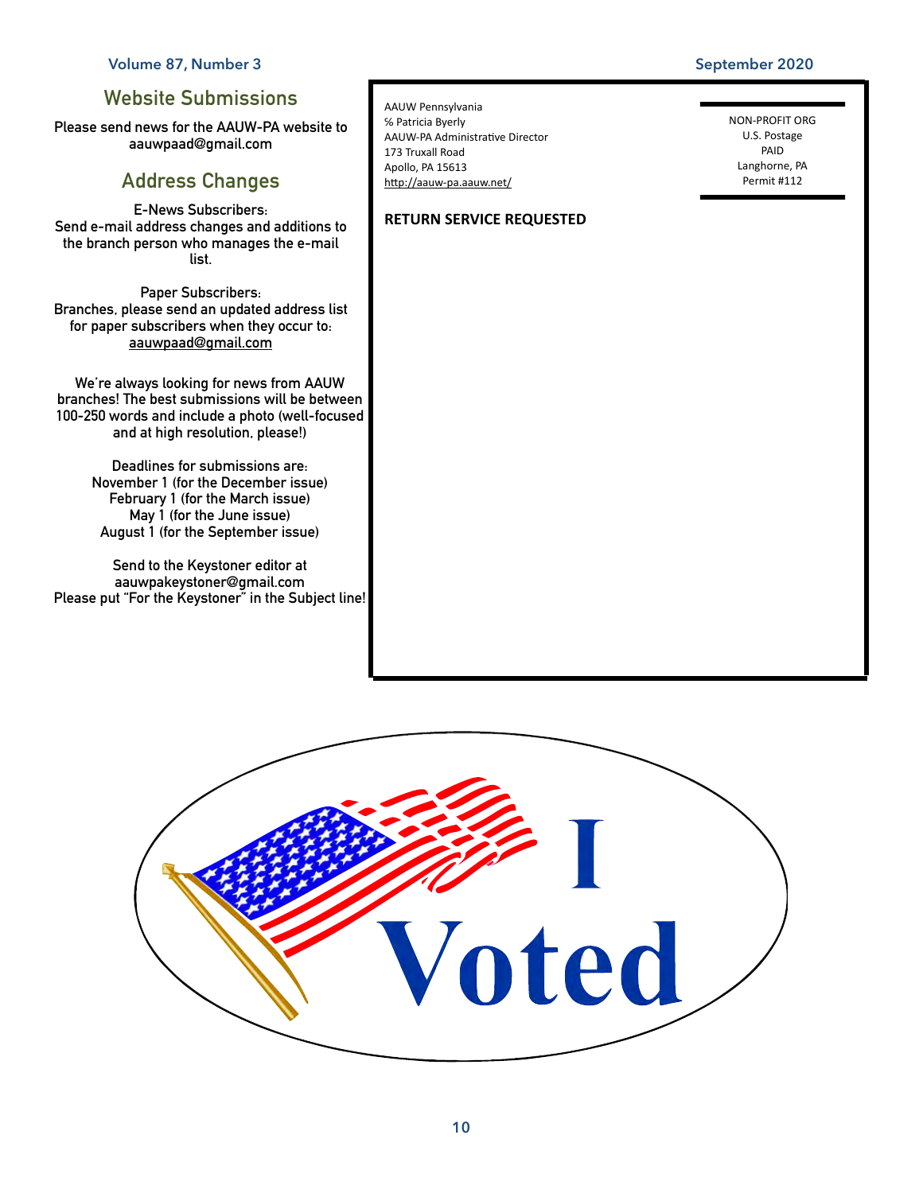## Website Submissions

Please send news for the AAUW-PA website to aauwpaad@gmail.com

## Address Changes

E-News Subscribers:
Send e-mail address changes and additions to the branch person who manages the e-mail list.

Paper Subscribers:
Branches, please send an updated address list for paper subscribers when they occur to: aauwpaad@gmail.com

We're always looking for news from AAUW branches! The best submissions will be between 100-250 words and include a photo (well-focused and at high resolution, please!)

Deadlines for submissions are:
November 1 (for the December issue)
February 1 (for the March issue)
May 1 (for the June issue)
August 1 (for the September issue)

Send to the Keystoner editor at aauwpakeystoner@gmail.com
Please put "For the Keystoner" in the Subject line!

AAUW Pennsylvania
℅ Patricia Byerly
AAUW-PA Administrative Director
173 Truxall Road
Apollo, PA 15613
http://aauw-pa.aauw.net/

NON-PROFIT ORG
U.S. Postage
PAID
Langhorne, PA
Permit #112

**RETURN SERVICE REQUESTED**

I Voted